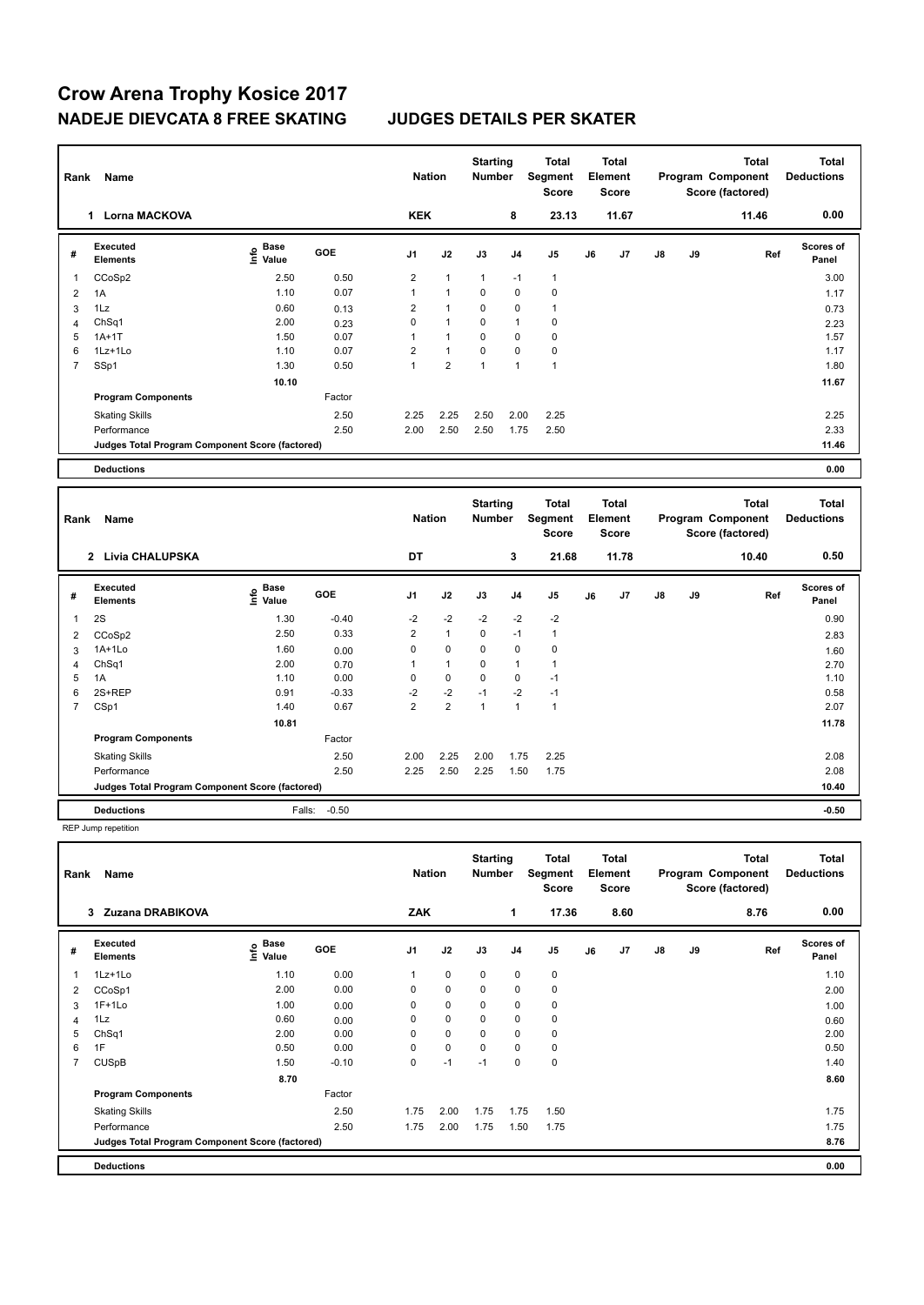# Crow Arena Trophy Kosice 2017

## NADEJE DIEVCATA 8 FREE SKATING — JUDGES DETAILS PER SKATER

| Rank | Name | Nation | Starting Number | Total Segment Score | Total Element Score | Total Program Component Score (factored) | Total Deductions |
|---|---|---|---|---|---|---|---|
| 1 | Lorna MACKOVA | KEK | 8 | 23.13 | 11.67 | 11.46 | 0.00 |

| # | Executed Elements | Info | Base Value | GOE | J1 | J2 | J3 | J4 | J5 | J6 | J7 | J8 | J9 | Ref | Scores of Panel |
|---|---|---|---|---|---|---|---|---|---|---|---|---|---|---|---|
| 1 | CCoSp2 | | 2.50 | 0.50 | 2 | 1 | 1 | -1 | 1 | | | | | | 3.00 |
| 2 | 1A | | 1.10 | 0.07 | 1 | 1 | 0 | 0 | 0 | | | | | | 1.17 |
| 3 | 1Lz | | 0.60 | 0.13 | 2 | 1 | 0 | 0 | 1 | | | | | | 0.73 |
| 4 | ChSq1 | | 2.00 | 0.23 | 0 | 1 | 0 | 1 | 0 | | | | | | 2.23 |
| 5 | 1A+1T | | 1.50 | 0.07 | 1 | 1 | 0 | 0 | 0 | | | | | | 1.57 |
| 6 | 1Lz+1Lo | | 1.10 | 0.07 | 2 | 1 | 0 | 0 | 0 | | | | | | 1.17 |
| 7 | SSp1 | | 1.30 | 0.50 | 1 | 2 | 1 | 1 | 1 | | | | | | 1.80 |
| | | | 10.10 | | | | | | | | | | | | 11.67 |
| | **Program Components** | | | Factor | | | | | | | | | | | |
| | Skating Skills | | | 2.50 | 2.25 | 2.25 | 2.50 | 2.00 | 2.25 | | | | | | 2.25 |
| | Performance | | | 2.50 | 2.00 | 2.50 | 2.50 | 1.75 | 2.50 | | | | | | 2.33 |
| | Judges Total Program Component Score (factored) | | | | | | | | | | | | | | 11.46 |
| | **Deductions** | | | | | | | | | | | | | | 0.00 |

| Rank | Name | Nation | Starting Number | Total Segment Score | Total Element Score | Total Program Component Score (factored) | Total Deductions |
|---|---|---|---|---|---|---|---|
| 2 | Livia CHALUPSKA | DT | 3 | 21.68 | 11.78 | 10.40 | 0.50 |

| # | Executed Elements | Info | Base Value | GOE | J1 | J2 | J3 | J4 | J5 | J6 | J7 | J8 | J9 | Ref | Scores of Panel |
|---|---|---|---|---|---|---|---|---|---|---|---|---|---|---|---|
| 1 | 2S | | 1.30 | -0.40 | -2 | -2 | -2 | -2 | -2 | | | | | | 0.90 |
| 2 | CCoSp2 | | 2.50 | 0.33 | 2 | 1 | 0 | -1 | 1 | | | | | | 2.83 |
| 3 | 1A+1Lo | | 1.60 | 0.00 | 0 | 0 | 0 | 0 | 0 | | | | | | 1.60 |
| 4 | ChSq1 | | 2.00 | 0.70 | 1 | 1 | 0 | 1 | 1 | | | | | | 2.70 |
| 5 | 1A | | 1.10 | 0.00 | 0 | 0 | 0 | 0 | -1 | | | | | | 1.10 |
| 6 | 2S+REP | | 0.91 | -0.33 | -2 | -2 | -1 | -2 | -1 | | | | | | 0.58 |
| 7 | CSp1 | | 1.40 | 0.67 | 2 | 2 | 1 | 1 | 1 | | | | | | 2.07 |
| | | | 10.81 | | | | | | | | | | | | 11.78 |
| | **Program Components** | | | Factor | | | | | | | | | | | |
| | Skating Skills | | | 2.50 | 2.00 | 2.25 | 2.00 | 1.75 | 2.25 | | | | | | 2.08 |
| | Performance | | | 2.50 | 2.25 | 2.50 | 2.25 | 1.50 | 1.75 | | | | | | 2.08 |
| | Judges Total Program Component Score (factored) | | | | | | | | | | | | | | 10.40 |
| | **Deductions** | | Falls: | -0.50 | | | | | | | | | | | -0.50 |

REP Jump repetition

| Rank | Name | Nation | Starting Number | Total Segment Score | Total Element Score | Total Program Component Score (factored) | Total Deductions |
|---|---|---|---|---|---|---|---|
| 3 | Zuzana DRABIKOVA | ZAK | 1 | 17.36 | 8.60 | 8.76 | 0.00 |

| # | Executed Elements | Info | Base Value | GOE | J1 | J2 | J3 | J4 | J5 | J6 | J7 | J8 | J9 | Ref | Scores of Panel |
|---|---|---|---|---|---|---|---|---|---|---|---|---|---|---|---|
| 1 | 1Lz+1Lo | | 1.10 | 0.00 | 1 | 0 | 0 | 0 | 0 | | | | | | 1.10 |
| 2 | CCoSp1 | | 2.00 | 0.00 | 0 | 0 | 0 | 0 | 0 | | | | | | 2.00 |
| 3 | 1F+1Lo | | 1.00 | 0.00 | 0 | 0 | 0 | 0 | 0 | | | | | | 1.00 |
| 4 | 1Lz | | 0.60 | 0.00 | 0 | 0 | 0 | 0 | 0 | | | | | | 0.60 |
| 5 | ChSq1 | | 2.00 | 0.00 | 0 | 0 | 0 | 0 | 0 | | | | | | 2.00 |
| 6 | 1F | | 0.50 | 0.00 | 0 | 0 | 0 | 0 | 0 | | | | | | 0.50 |
| 7 | CUSpB | | 1.50 | -0.10 | 0 | -1 | -1 | 0 | 0 | | | | | | 1.40 |
| | | | 8.70 | | | | | | | | | | | | 8.60 |
| | **Program Components** | | | Factor | | | | | | | | | | | |
| | Skating Skills | | | 2.50 | 1.75 | 2.00 | 1.75 | 1.75 | 1.50 | | | | | | 1.75 |
| | Performance | | | 2.50 | 1.75 | 2.00 | 1.75 | 1.50 | 1.75 | | | | | | 1.75 |
| | Judges Total Program Component Score (factored) | | | | | | | | | | | | | | 8.76 |
| | **Deductions** | | | | | | | | | | | | | | 0.00 |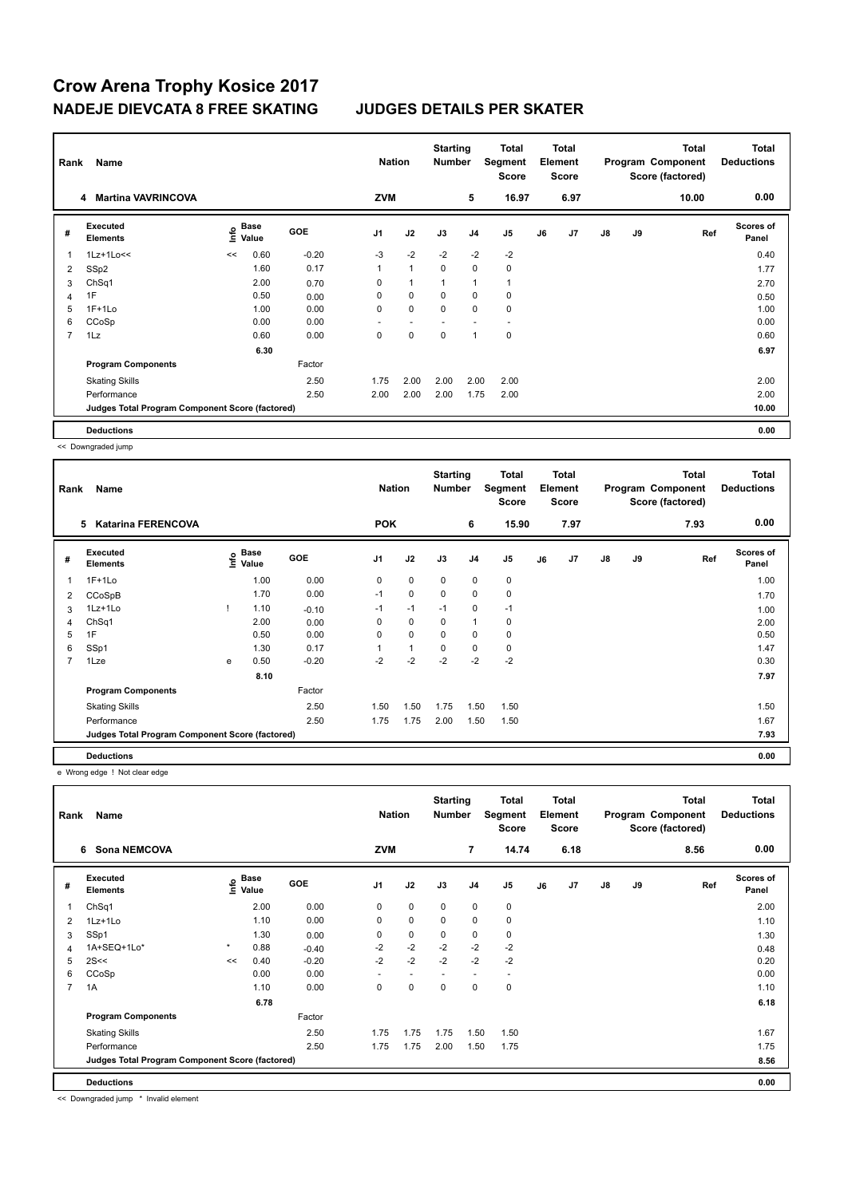# Crow Arena Trophy Kosice 2017

## NADEJE DIEVCATA 8 FREE SKATING JUDGES DETAILS PER SKATER

| Rank | Name | Nation | Starting Number | Total Segment Score | Total Element Score | Total Program Component Score (factored) | Total Deductions |
|---|---|---|---|---|---|---|---|
| 4 | Martina VAVRINCOVA | ZVM | 5 | 16.97 | 6.97 | 10.00 | 0.00 |

| # | Executed Elements | Info | Base Value | GOE | J1 | J2 | J3 | J4 | J5 | J6 | J7 | J8 | J9 | Ref | Scores of Panel |
|---|---|---|---|---|---|---|---|---|---|---|---|---|---|---|---|
| 1 | 1Lz+1Lo<< | << | 0.60 | -0.20 | -3 | -2 | -2 | -2 | -2 | | | | | | 0.40 |
| 2 | SSp2 | | 1.60 | 0.17 | 1 | 1 | 0 | 0 | 0 | | | | | | 1.77 |
| 3 | ChSq1 | | 2.00 | 0.70 | 0 | 1 | 1 | 1 | 1 | | | | | | 2.70 |
| 4 | 1F | | 0.50 | 0.00 | 0 | 0 | 0 | 0 | 0 | | | | | | 0.50 |
| 5 | 1F+1Lo | | 1.00 | 0.00 | 0 | 0 | 0 | 0 | 0 | | | | | | 1.00 |
| 6 | CCoSp | | 0.00 | 0.00 | - | - | - | - | - | | | | | | 0.00 |
| 7 | 1Lz | | 0.60 | 0.00 | 0 | 0 | 0 | 1 | 0 | | | | | | 0.60 |
| | | | 6.30 | | | | | | | | | | | | 6.97 |
| | Program Components | | | Factor | | | | | | | | | | | |
| | Skating Skills | | | 2.50 | 1.75 | 2.00 | 2.00 | 2.00 | 2.00 | | | | | | 2.00 |
| | Performance | | | 2.50 | 2.00 | 2.00 | 2.00 | 1.75 | 2.00 | | | | | | 2.00 |
| | Judges Total Program Component Score (factored) | | | | | | | | | | | | | | 10.00 |
| | Deductions | | | | | | | | | | | | | | 0.00 |

<< Downgraded jump

| Rank | Name | Nation | Starting Number | Total Segment Score | Total Element Score | Total Program Component Score (factored) | Total Deductions |
|---|---|---|---|---|---|---|---|
| 5 | Katarina FERENCOVA | POK | 6 | 15.90 | 7.97 | 7.93 | 0.00 |

| # | Executed Elements | Info | Base Value | GOE | J1 | J2 | J3 | J4 | J5 | J6 | J7 | J8 | J9 | Ref | Scores of Panel |
|---|---|---|---|---|---|---|---|---|---|---|---|---|---|---|---|
| 1 | 1F+1Lo | | 1.00 | 0.00 | 0 | 0 | 0 | 0 | 0 | | | | | | 1.00 |
| 2 | CCoSpB | | 1.70 | 0.00 | -1 | 0 | 0 | 0 | 0 | | | | | | 1.70 |
| 3 | 1Lz+1Lo | ! | 1.10 | -0.10 | -1 | -1 | -1 | 0 | -1 | | | | | | 1.00 |
| 4 | ChSq1 | | 2.00 | 0.00 | 0 | 0 | 0 | 1 | 0 | | | | | | 2.00 |
| 5 | 1F | | 0.50 | 0.00 | 0 | 0 | 0 | 0 | 0 | | | | | | 0.50 |
| 6 | SSp1 | | 1.30 | 0.17 | 1 | 1 | 0 | 0 | 0 | | | | | | 1.47 |
| 7 | 1Lze | e | 0.50 | -0.20 | -2 | -2 | -2 | -2 | -2 | | | | | | 0.30 |
| | | | 8.10 | | | | | | | | | | | | 7.97 |
| | Program Components | | | Factor | | | | | | | | | | | |
| | Skating Skills | | | 2.50 | 1.50 | 1.50 | 1.75 | 1.50 | 1.50 | | | | | | 1.50 |
| | Performance | | | 2.50 | 1.75 | 1.75 | 2.00 | 1.50 | 1.50 | | | | | | 1.67 |
| | Judges Total Program Component Score (factored) | | | | | | | | | | | | | | 7.93 |
| | Deductions | | | | | | | | | | | | | | 0.00 |

e Wrong edge ! Not clear edge

| Rank | Name | Nation | Starting Number | Total Segment Score | Total Element Score | Total Program Component Score (factored) | Total Deductions |
|---|---|---|---|---|---|---|---|
| 6 | Sona NEMCOVA | ZVM | 7 | 14.74 | 6.18 | 8.56 | 0.00 |

| # | Executed Elements | Info | Base Value | GOE | J1 | J2 | J3 | J4 | J5 | J6 | J7 | J8 | J9 | Ref | Scores of Panel |
|---|---|---|---|---|---|---|---|---|---|---|---|---|---|---|---|
| 1 | ChSq1 | | 2.00 | 0.00 | 0 | 0 | 0 | 0 | 0 | | | | | | 2.00 |
| 2 | 1Lz+1Lo | | 1.10 | 0.00 | 0 | 0 | 0 | 0 | 0 | | | | | | 1.10 |
| 3 | SSp1 | | 1.30 | 0.00 | 0 | 0 | 0 | 0 | 0 | | | | | | 1.30 |
| 4 | 1A+SEQ+1Lo* | * | 0.88 | -0.40 | -2 | -2 | -2 | -2 | -2 | | | | | | 0.48 |
| 5 | 2S<< | << | 0.40 | -0.20 | -2 | -2 | -2 | -2 | -2 | | | | | | 0.20 |
| 6 | CCoSp | | 0.00 | 0.00 | - | - | - | - | - | | | | | | 0.00 |
| 7 | 1A | | 1.10 | 0.00 | 0 | 0 | 0 | 0 | 0 | | | | | | 1.10 |
| | | | 6.78 | | | | | | | | | | | | 6.18 |
| | Program Components | | | Factor | | | | | | | | | | | |
| | Skating Skills | | | 2.50 | 1.75 | 1.75 | 1.75 | 1.50 | 1.50 | | | | | | 1.67 |
| | Performance | | | 2.50 | 1.75 | 1.75 | 2.00 | 1.50 | 1.75 | | | | | | 1.75 |
| | Judges Total Program Component Score (factored) | | | | | | | | | | | | | | 8.56 |
| | Deductions | | | | | | | | | | | | | | 0.00 |

<< Downgraded jump * Invalid element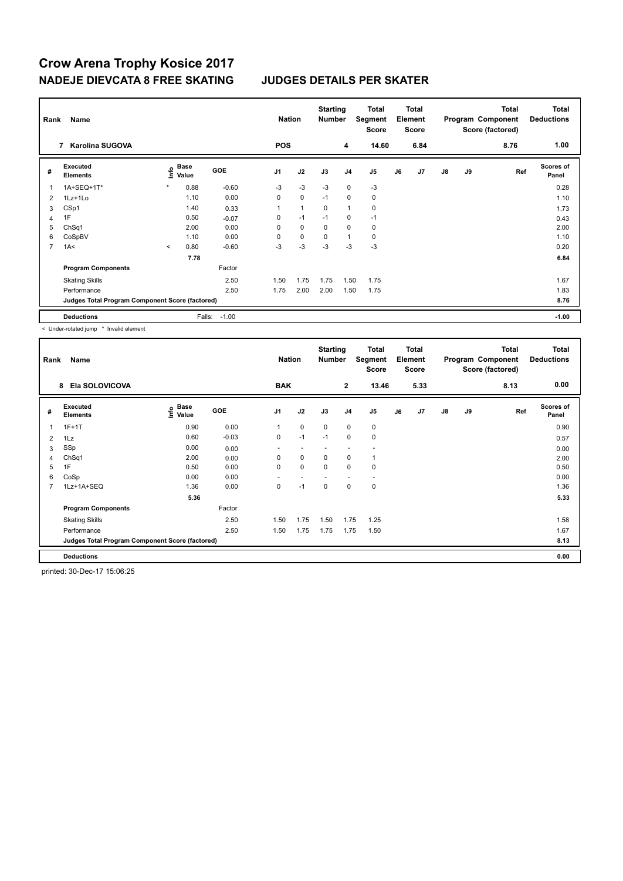# Crow Arena Trophy Kosice 2017

## NADEJE DIEVCATA 8 FREE SKATING JUDGES DETAILS PER SKATER

| Rank | Name | Nation | Starting Number | Total Segment Score | Total Element Score | Total Program Component Score (factored) | Total Deductions |
|---|---|---|---|---|---|---|---|
| 7 | Karolina SUGOVA | POS | 4 | 14.60 | 6.84 | 8.76 | 1.00 |

| # | Executed Elements | Info | Base Value | GOE | J1 | J2 | J3 | J4 | J5 | J6 | J7 | J8 | J9 | Ref | Scores of Panel |
|---|---|---|---|---|---|---|---|---|---|---|---|---|---|---|---|
| 1 | 1A+SEQ+1T* | * | 0.88 | -0.60 | -3 | -3 | -3 | 0 | -3 | | | | | | 0.28 |
| 2 | 1Lz+1Lo | | 1.10 | 0.00 | 0 | 0 | -1 | 0 | 0 | | | | | | 1.10 |
| 3 | CSp1 | | 1.40 | 0.33 | 1 | 1 | 0 | 1 | 0 | | | | | | 1.73 |
| 4 | 1F | | 0.50 | -0.07 | 0 | -1 | -1 | 0 | -1 | | | | | | 0.43 |
| 5 | ChSq1 | | 2.00 | 0.00 | 0 | 0 | 0 | 0 | 0 | | | | | | 2.00 |
| 6 | CoSpBV | | 1.10 | 0.00 | 0 | 0 | 0 | 1 | 0 | | | | | | 1.10 |
| 7 | 1A< | < | 0.80 | -0.60 | -3 | -3 | -3 | -3 | -3 | | | | | | 0.20 |
| | | | 7.78 | | | | | | | | | | | | 6.84 |
| | **Program Components** | | | Factor | | | | | | | | | | | |
| | Skating Skills | | | 2.50 | 1.50 | 1.75 | 1.75 | 1.50 | 1.75 | | | | | | 1.67 |
| | Performance | | | 2.50 | 1.75 | 2.00 | 2.00 | 1.50 | 1.75 | | | | | | 1.83 |
| | Judges Total Program Component Score (factored) | | | | | | | | | | | | | | 8.76 |
| | **Deductions** | | | Falls: -1.00 | | | | | | | | | | | -1.00 |

< Under-rotated jump * Invalid element

| Rank | Name | Nation | Starting Number | Total Segment Score | Total Element Score | Total Program Component Score (factored) | Total Deductions |
|---|---|---|---|---|---|---|---|
| 8 | Ela SOLOVICOVA | BAK | 2 | 13.46 | 5.33 | 8.13 | 0.00 |

| # | Executed Elements | Info | Base Value | GOE | J1 | J2 | J3 | J4 | J5 | J6 | J7 | J8 | J9 | Ref | Scores of Panel |
|---|---|---|---|---|---|---|---|---|---|---|---|---|---|---|---|
| 1 | 1F+1T | | 0.90 | 0.00 | 1 | 0 | 0 | 0 | 0 | | | | | | 0.90 |
| 2 | 1Lz | | 0.60 | -0.03 | 0 | -1 | -1 | 0 | 0 | | | | | | 0.57 |
| 3 | SSp | | 0.00 | 0.00 | - | - | - | - | - | | | | | | 0.00 |
| 4 | ChSq1 | | 2.00 | 0.00 | 0 | 0 | 0 | 0 | 1 | | | | | | 2.00 |
| 5 | 1F | | 0.50 | 0.00 | 0 | 0 | 0 | 0 | 0 | | | | | | 0.50 |
| 6 | CoSp | | 0.00 | 0.00 | - | - | - | - | - | | | | | | 0.00 |
| 7 | 1Lz+1A+SEQ | | 1.36 | 0.00 | 0 | -1 | 0 | 0 | 0 | | | | | | 1.36 |
| | | | 5.36 | | | | | | | | | | | | 5.33 |
| | **Program Components** | | | Factor | | | | | | | | | | | |
| | Skating Skills | | | 2.50 | 1.50 | 1.75 | 1.50 | 1.75 | 1.25 | | | | | | 1.58 |
| | Performance | | | 2.50 | 1.50 | 1.75 | 1.75 | 1.75 | 1.50 | | | | | | 1.67 |
| | Judges Total Program Component Score (factored) | | | | | | | | | | | | | | 8.13 |
| | **Deductions** | | | | | | | | | | | | | | 0.00 |

printed: 30-Dec-17 15:06:25